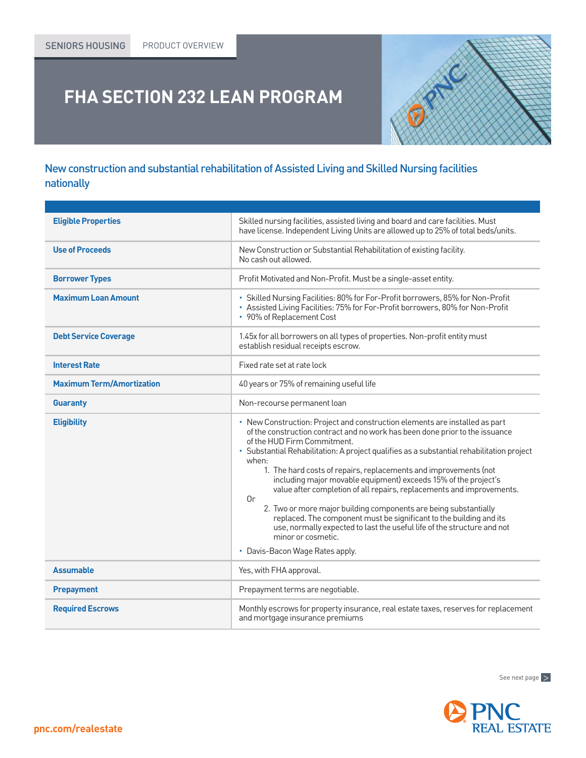SENIORS HOUSING PRODUCT OVERVIEW

# FHA SECTION 232 LEAN PROGRAM

## New construction and substantial rehabilitation of Assisted Living and Skilled Nursing facilities nationally

| | |
|---|---|
| **Eligible Properties** | Skilled nursing facilities, assisted living and board and care facilities. Must have license. Independent Living Units are allowed up to 25% of total beds/units. |
| **Use of Proceeds** | New Construction or Substantial Rehabilitation of existing facility. No cash out allowed. |
| **Borrower Types** | Profit Motivated and Non-Profit. Must be a single-asset entity. |
| **Maximum Loan Amount** | • Skilled Nursing Facilities: 80% for For-Profit borrowers, 85% for Non-Profit<br>• Assisted Living Facilities: 75% for For-Profit borrowers, 80% for Non-Profit<br>• 90% of Replacement Cost |
| **Debt Service Coverage** | 1.45x for all borrowers on all types of properties. Non-profit entity must establish residual receipts escrow. |
| **Interest Rate** | Fixed rate set at rate lock |
| **Maximum Term/Amortization** | 40 years or 75% of remaining useful life |
| **Guaranty** | Non-recourse permanent loan |
| **Eligibility** | • New Construction: Project and construction elements are installed as part of the construction contract and no work has been done prior to the issuance of the HUD Firm Commitment.<br>• Substantial Rehabilitation: A project qualifies as a substantial rehabilitation project when:<br>1. The hard costs of repairs, replacements and improvements (not including major movable equipment) exceeds 15% of the project's value after completion of all repairs, replacements and improvements.<br>Or<br>2. Two or more major building components are being substantially replaced. The component must be significant to the building and its use, normally expected to last the useful life of the structure and not minor or cosmetic.<br>• Davis-Bacon Wage Rates apply. |
| **Assumable** | Yes, with FHA approval. |
| **Prepayment** | Prepayment terms are negotiable. |
| **Required Escrows** | Monthly escrows for property insurance, real estate taxes, reserves for replacement and mortgage insurance premiums |

See next page >

pnc.com/realestate

PNC REAL ESTATE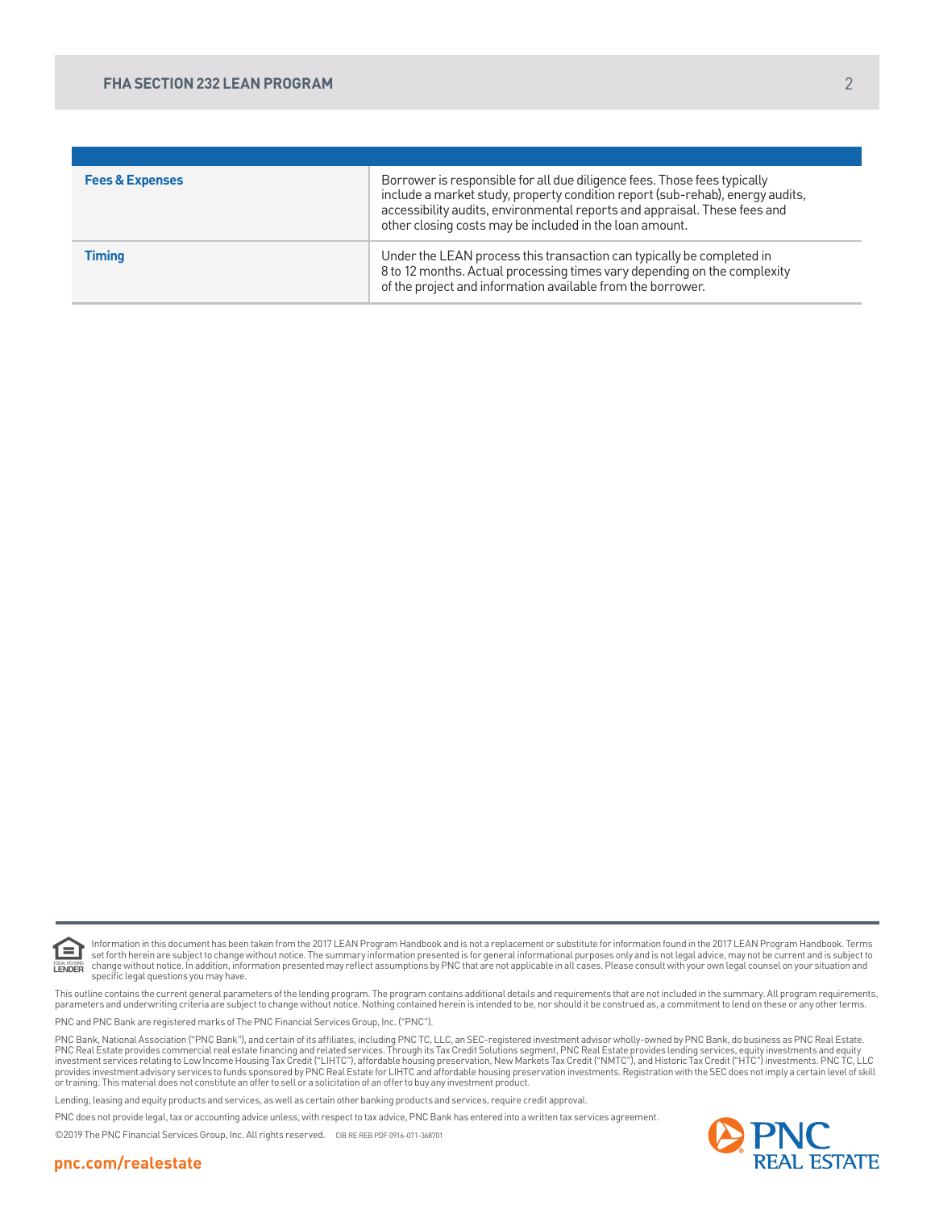| | |
|---|---|
| **Fees & Expenses** | Borrower is responsible for all due diligence fees. Those fees typically include a market study, property condition report (sub-rehab), energy audits, accessibility audits, environmental reports and appraisal. These fees and other closing costs may be included in the loan amount. |
| **Timing** | Under the LEAN process this transaction can typically be completed in 8 to 12 months. Actual processing times vary depending on the complexity of the project and information available from the borrower. |

EQUAL HOUSING LENDER

Information in this document has been taken from the 2017 LEAN Program Handbook and is not a replacement or substitute for information found in the 2017 LEAN Program Handbook. Terms set forth herein are subject to change without notice. The summary information presented is for general informational purposes only and is not legal advice, may not be current and is subject to change without notice. In addition, information presented may reflect assumptions by PNC that are not applicable in all cases. Please consult with your own legal counsel on your situation and specific legal questions you may have.

This outline contains the current general parameters of the lending program. The program contains additional details and requirements that are not included in the summary. All program requirements, parameters and underwriting criteria are subject to change without notice. Nothing contained herein is intended to be, nor should it be construed as, a commitment to lend on these or any other terms.

PNC and PNC Bank are registered marks of The PNC Financial Services Group, Inc. ("PNC").

PNC Bank, National Association ("PNC Bank"), and certain of its affiliates, including PNC TC, LLC, an SEC-registered investment advisor wholly-owned by PNC Bank, do business as PNC Real Estate. PNC Real Estate provides commercial real estate financing and related services. Through its Tax Credit Solutions segment, PNC Real Estate provides lending services, equity investments and equity investment services relating to Low Income Housing Tax Credit ("LIHTC"), affordable housing preservation, New Markets Tax Credit ("NMTC"), and Historic Tax Credit ("HTC") investments. PNC TC, LLC provides investment advisory services to funds sponsored by PNC Real Estate for LIHTC and affordable housing preservation investments. Registration with the SEC does not imply a certain level of skill or training. This material does not constitute an offer to sell or a solicitation of an offer to buy any investment product.

Lending, leasing and equity products and services, as well as certain other banking products and services, require credit approval.

PNC does not provide legal, tax or accounting advice unless, with respect to tax advice, PNC Bank has entered into a written tax services agreement.

©2019 The PNC Financial Services Group, Inc. All rights reserved. CIB RE REB PDF 0916-071-368701

PNC REAL ESTATE

pnc.com/realestate